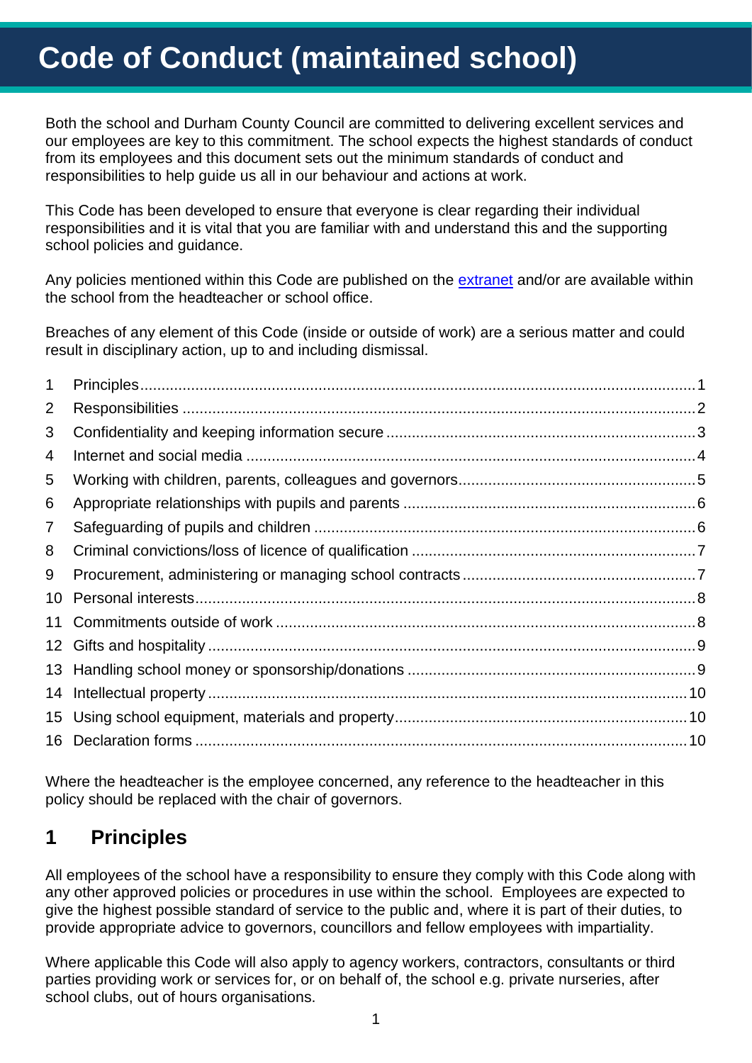# Code of Conduct (maintained school)

Both the school and Durham County Council are committed to delivering excellent services and our employees are key to this commitment. The school expects the highest standards of conduct from its employees and this document sets out the minimum standards of conduct and responsibilities to help guide us all in our behaviour and actions at work.

This Code has been developed to ensure that everyone is clear regarding their individual responsibilities and it is vital that you are familiar with and understand this and the supporting school policies and guidance.

Any policies mentioned within this Code are published on the extranet and/or are available within the school from the headteacher or school office.

Breaches of any element of this Code (inside or outside of work) are a serious matter and could result in disciplinary action, up to and including dismissal.

1 Principles .......... 1
2 Responsibilities .......... 2
3 Confidentiality and keeping information secure .......... 3
4 Internet and social media .......... 4
5 Working with children, parents, colleagues and governors .......... 5
6 Appropriate relationships with pupils and parents .......... 6
7 Safeguarding of pupils and children .......... 6
8 Criminal convictions/loss of licence of qualification .......... 7
9 Procurement, administering or managing school contracts .......... 7
10 Personal interests .......... 8
11 Commitments outside of work .......... 8
12 Gifts and hospitality .......... 9
13 Handling school money or sponsorship/donations .......... 9
14 Intellectual property .......... 10
15 Using school equipment, materials and property .......... 10
16 Declaration forms .......... 10

Where the headteacher is the employee concerned, any reference to the headteacher in this policy should be replaced with the chair of governors.

## 1 Principles

All employees of the school have a responsibility to ensure they comply with this Code along with any other approved policies or procedures in use within the school. Employees are expected to give the highest possible standard of service to the public and, where it is part of their duties, to provide appropriate advice to governors, councillors and fellow employees with impartiality.

Where applicable this Code will also apply to agency workers, contractors, consultants or third parties providing work or services for, or on behalf of, the school e.g. private nurseries, after school clubs, out of hours organisations.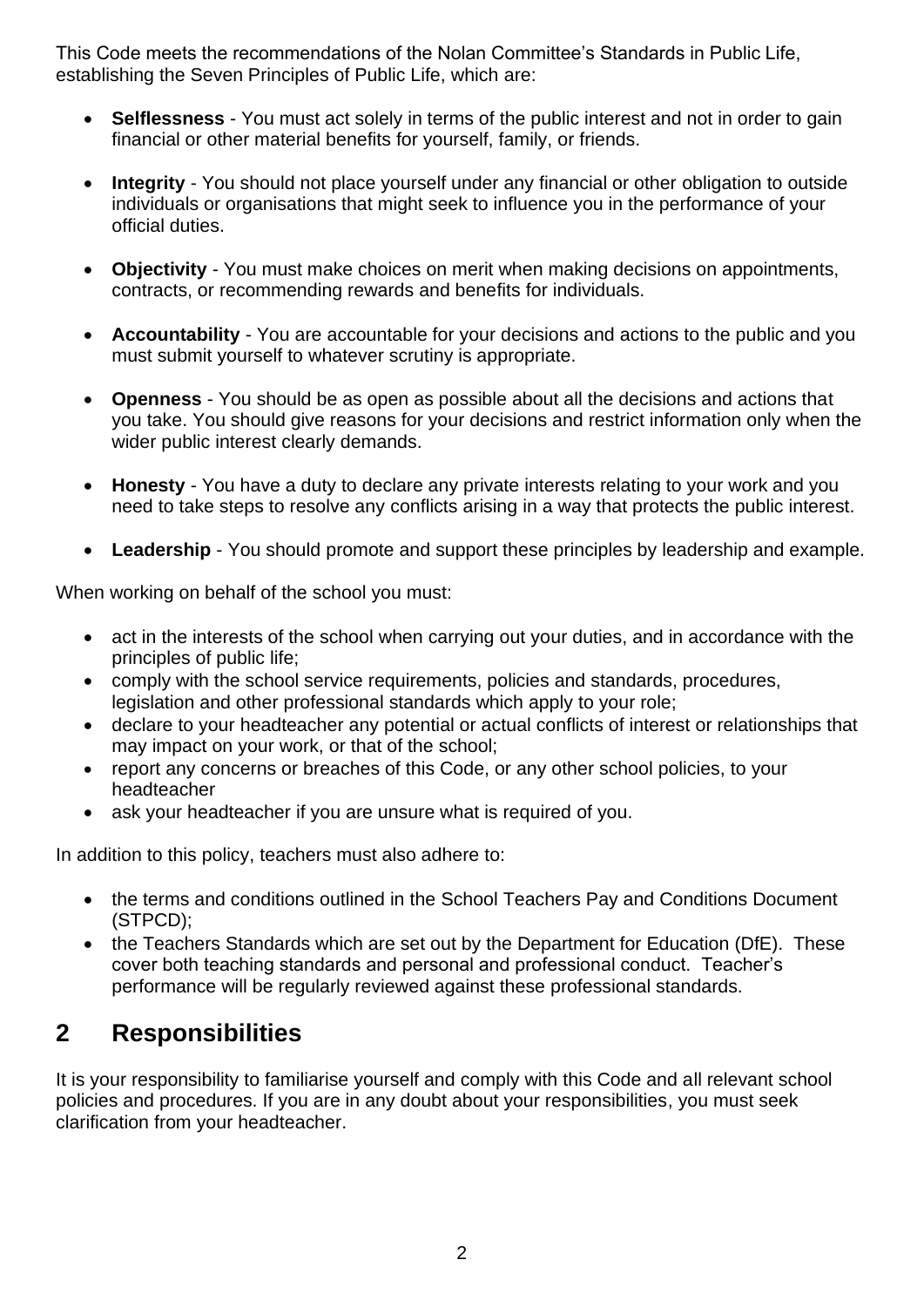This Code meets the recommendations of the Nolan Committee's Standards in Public Life, establishing the Seven Principles of Public Life, which are:

- **Selflessness** - You must act solely in terms of the public interest and not in order to gain financial or other material benefits for yourself, family, or friends.
- **Integrity** - You should not place yourself under any financial or other obligation to outside individuals or organisations that might seek to influence you in the performance of your official duties.
- **Objectivity** - You must make choices on merit when making decisions on appointments, contracts, or recommending rewards and benefits for individuals.
- **Accountability** - You are accountable for your decisions and actions to the public and you must submit yourself to whatever scrutiny is appropriate.
- **Openness** - You should be as open as possible about all the decisions and actions that you take. You should give reasons for your decisions and restrict information only when the wider public interest clearly demands.
- **Honesty** - You have a duty to declare any private interests relating to your work and you need to take steps to resolve any conflicts arising in a way that protects the public interest.
- **Leadership** - You should promote and support these principles by leadership and example.

When working on behalf of the school you must:

- act in the interests of the school when carrying out your duties, and in accordance with the principles of public life;
- comply with the school service requirements, policies and standards, procedures, legislation and other professional standards which apply to your role;
- declare to your headteacher any potential or actual conflicts of interest or relationships that may impact on your work, or that of the school;
- report any concerns or breaches of this Code, or any other school policies, to your headteacher
- ask your headteacher if you are unsure what is required of you.

In addition to this policy, teachers must also adhere to:

- the terms and conditions outlined in the School Teachers Pay and Conditions Document (STPCD);
- the Teachers Standards which are set out by the Department for Education (DfE). These cover both teaching standards and personal and professional conduct. Teacher's performance will be regularly reviewed against these professional standards.

## 2 Responsibilities

It is your responsibility to familiarise yourself and comply with this Code and all relevant school policies and procedures. If you are in any doubt about your responsibilities, you must seek clarification from your headteacher.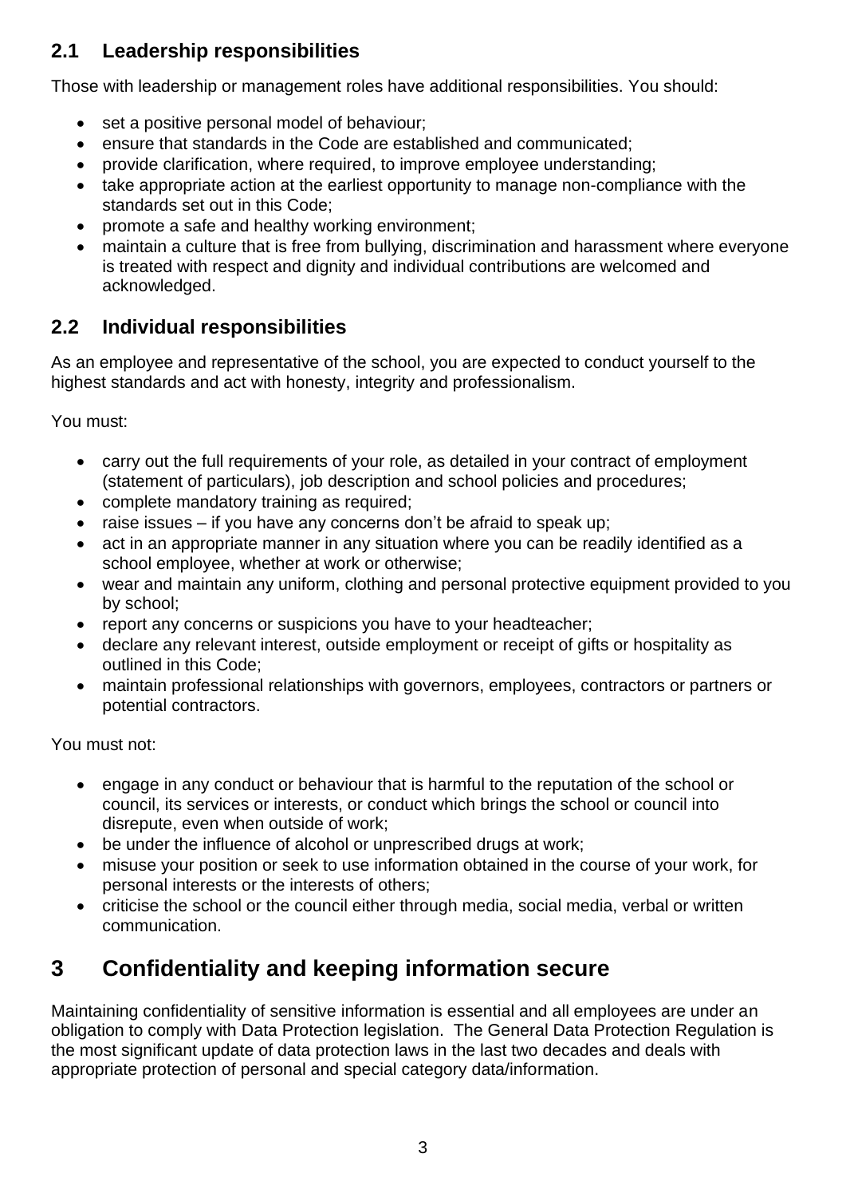## 2.1 Leadership responsibilities

Those with leadership or management roles have additional responsibilities. You should:

- set a positive personal model of behaviour;
- ensure that standards in the Code are established and communicated;
- provide clarification, where required, to improve employee understanding;
- take appropriate action at the earliest opportunity to manage non-compliance with the standards set out in this Code;
- promote a safe and healthy working environment;
- maintain a culture that is free from bullying, discrimination and harassment where everyone is treated with respect and dignity and individual contributions are welcomed and acknowledged.

## 2.2 Individual responsibilities

As an employee and representative of the school, you are expected to conduct yourself to the highest standards and act with honesty, integrity and professionalism.

You must:

- carry out the full requirements of your role, as detailed in your contract of employment (statement of particulars), job description and school policies and procedures;
- complete mandatory training as required;
- raise issues – if you have any concerns don't be afraid to speak up;
- act in an appropriate manner in any situation where you can be readily identified as a school employee, whether at work or otherwise;
- wear and maintain any uniform, clothing and personal protective equipment provided to you by school;
- report any concerns or suspicions you have to your headteacher;
- declare any relevant interest, outside employment or receipt of gifts or hospitality as outlined in this Code;
- maintain professional relationships with governors, employees, contractors or partners or potential contractors.

You must not:

- engage in any conduct or behaviour that is harmful to the reputation of the school or council, its services or interests, or conduct which brings the school or council into disrepute, even when outside of work;
- be under the influence of alcohol or unprescribed drugs at work;
- misuse your position or seek to use information obtained in the course of your work, for personal interests or the interests of others;
- criticise the school or the council either through media, social media, verbal or written communication.

# 3 Confidentiality and keeping information secure

Maintaining confidentiality of sensitive information is essential and all employees are under an obligation to comply with Data Protection legislation. The General Data Protection Regulation is the most significant update of data protection laws in the last two decades and deals with appropriate protection of personal and special category data/information.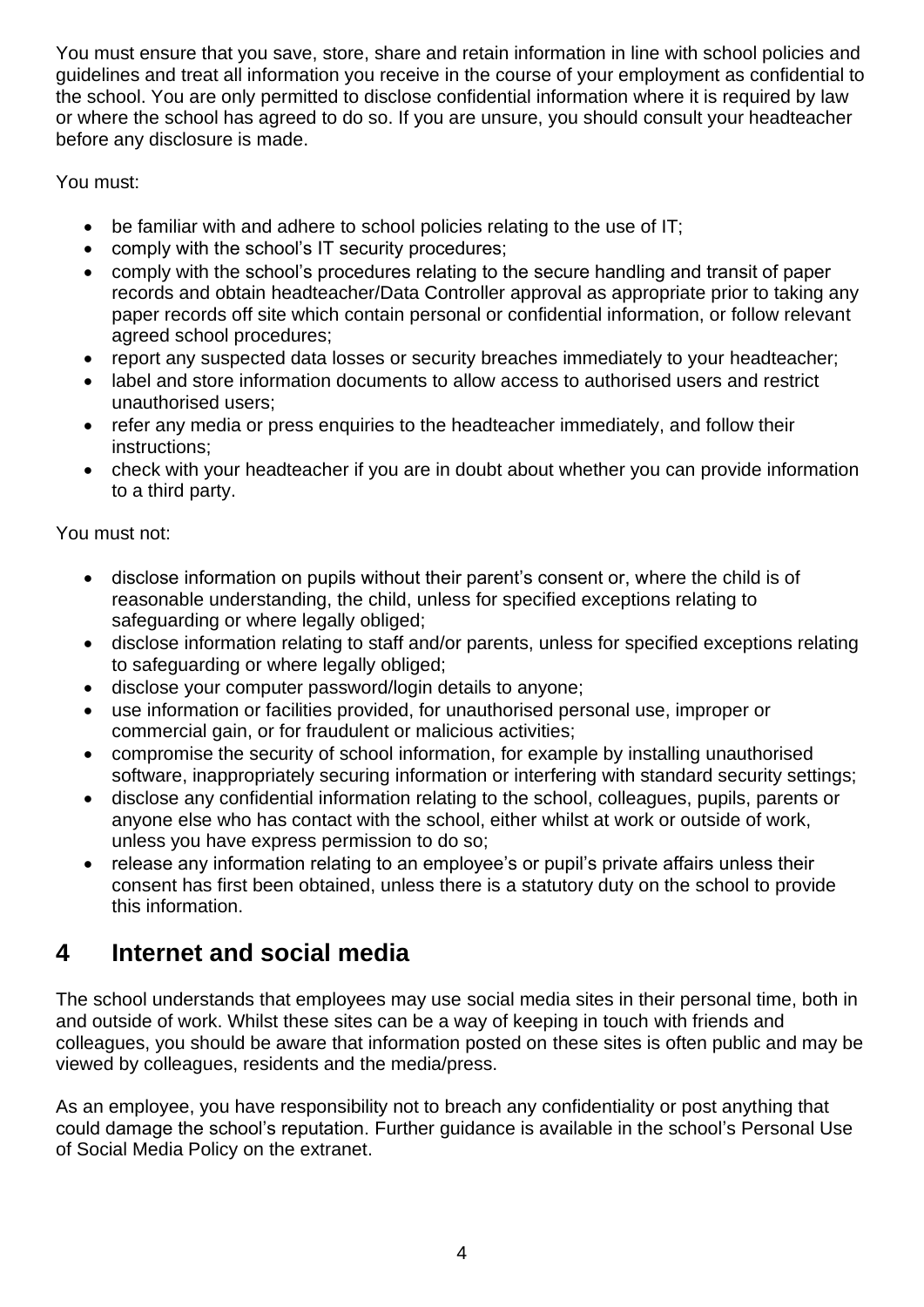You must ensure that you save, store, share and retain information in line with school policies and guidelines and treat all information you receive in the course of your employment as confidential to the school. You are only permitted to disclose confidential information where it is required by law or where the school has agreed to do so. If you are unsure, you should consult your headteacher before any disclosure is made.

You must:

- be familiar with and adhere to school policies relating to the use of IT;
- comply with the school's IT security procedures;
- comply with the school's procedures relating to the secure handling and transit of paper records and obtain headteacher/Data Controller approval as appropriate prior to taking any paper records off site which contain personal or confidential information, or follow relevant agreed school procedures;
- report any suspected data losses or security breaches immediately to your headteacher;
- label and store information documents to allow access to authorised users and restrict unauthorised users;
- refer any media or press enquiries to the headteacher immediately, and follow their instructions;
- check with your headteacher if you are in doubt about whether you can provide information to a third party.

You must not:

- disclose information on pupils without their parent's consent or, where the child is of reasonable understanding, the child, unless for specified exceptions relating to safeguarding or where legally obliged;
- disclose information relating to staff and/or parents, unless for specified exceptions relating to safeguarding or where legally obliged;
- disclose your computer password/login details to anyone;
- use information or facilities provided, for unauthorised personal use, improper or commercial gain, or for fraudulent or malicious activities;
- compromise the security of school information, for example by installing unauthorised software, inappropriately securing information or interfering with standard security settings;
- disclose any confidential information relating to the school, colleagues, pupils, parents or anyone else who has contact with the school, either whilst at work or outside of work, unless you have express permission to do so;
- release any information relating to an employee's or pupil's private affairs unless their consent has first been obtained, unless there is a statutory duty on the school to provide this information.

## 4 Internet and social media

The school understands that employees may use social media sites in their personal time, both in and outside of work. Whilst these sites can be a way of keeping in touch with friends and colleagues, you should be aware that information posted on these sites is often public and may be viewed by colleagues, residents and the media/press.

As an employee, you have responsibility not to breach any confidentiality or post anything that could damage the school's reputation. Further guidance is available in the school's Personal Use of Social Media Policy on the extranet.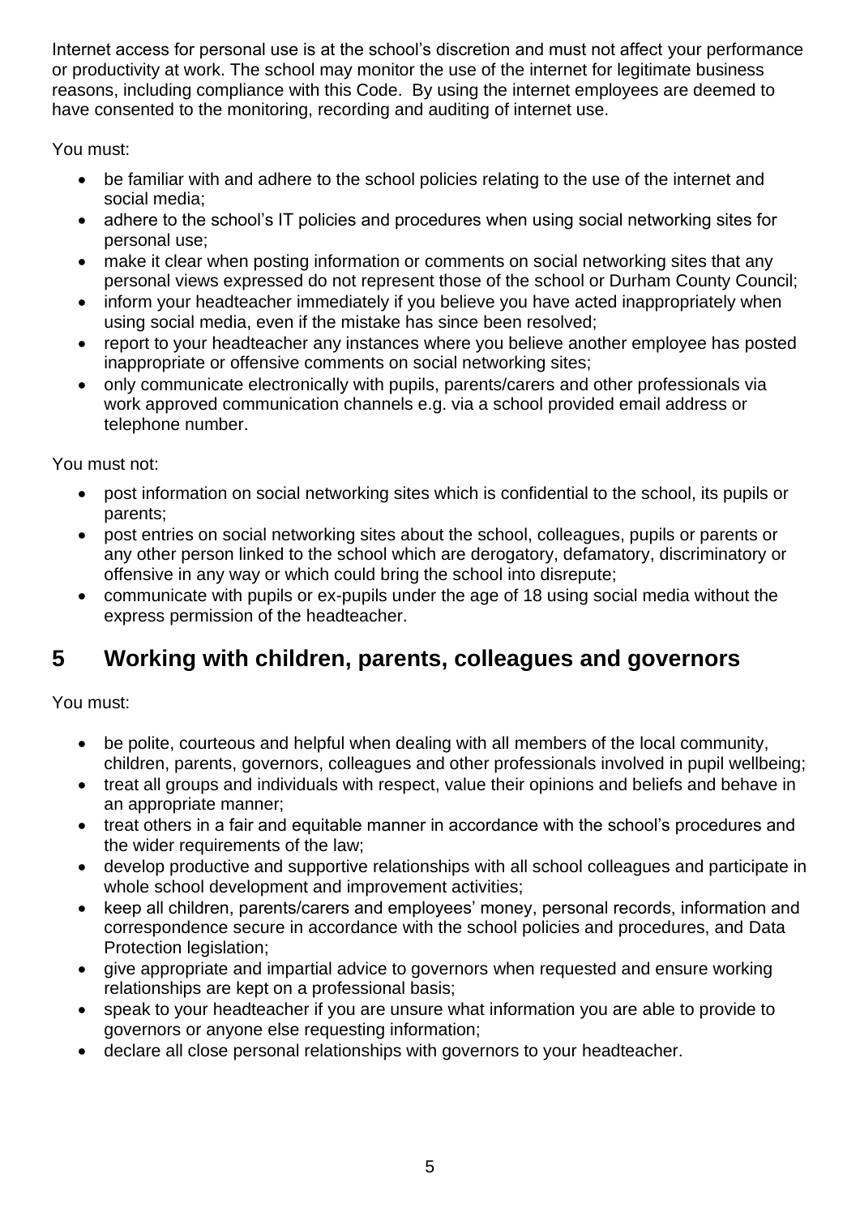Internet access for personal use is at the school's discretion and must not affect your performance or productivity at work. The school may monitor the use of the internet for legitimate business reasons, including compliance with this Code. By using the internet employees are deemed to have consented to the monitoring, recording and auditing of internet use.

You must:

- be familiar with and adhere to the school policies relating to the use of the internet and social media;
- adhere to the school's IT policies and procedures when using social networking sites for personal use;
- make it clear when posting information or comments on social networking sites that any personal views expressed do not represent those of the school or Durham County Council;
- inform your headteacher immediately if you believe you have acted inappropriately when using social media, even if the mistake has since been resolved;
- report to your headteacher any instances where you believe another employee has posted inappropriate or offensive comments on social networking sites;
- only communicate electronically with pupils, parents/carers and other professionals via work approved communication channels e.g. via a school provided email address or telephone number.

You must not:

- post information on social networking sites which is confidential to the school, its pupils or parents;
- post entries on social networking sites about the school, colleagues, pupils or parents or any other person linked to the school which are derogatory, defamatory, discriminatory or offensive in any way or which could bring the school into disrepute;
- communicate with pupils or ex-pupils under the age of 18 using social media without the express permission of the headteacher.

# 5 Working with children, parents, colleagues and governors

You must:

- be polite, courteous and helpful when dealing with all members of the local community, children, parents, governors, colleagues and other professionals involved in pupil wellbeing;
- treat all groups and individuals with respect, value their opinions and beliefs and behave in an appropriate manner;
- treat others in a fair and equitable manner in accordance with the school's procedures and the wider requirements of the law;
- develop productive and supportive relationships with all school colleagues and participate in whole school development and improvement activities;
- keep all children, parents/carers and employees' money, personal records, information and correspondence secure in accordance with the school policies and procedures, and Data Protection legislation;
- give appropriate and impartial advice to governors when requested and ensure working relationships are kept on a professional basis;
- speak to your headteacher if you are unsure what information you are able to provide to governors or anyone else requesting information;
- declare all close personal relationships with governors to your headteacher.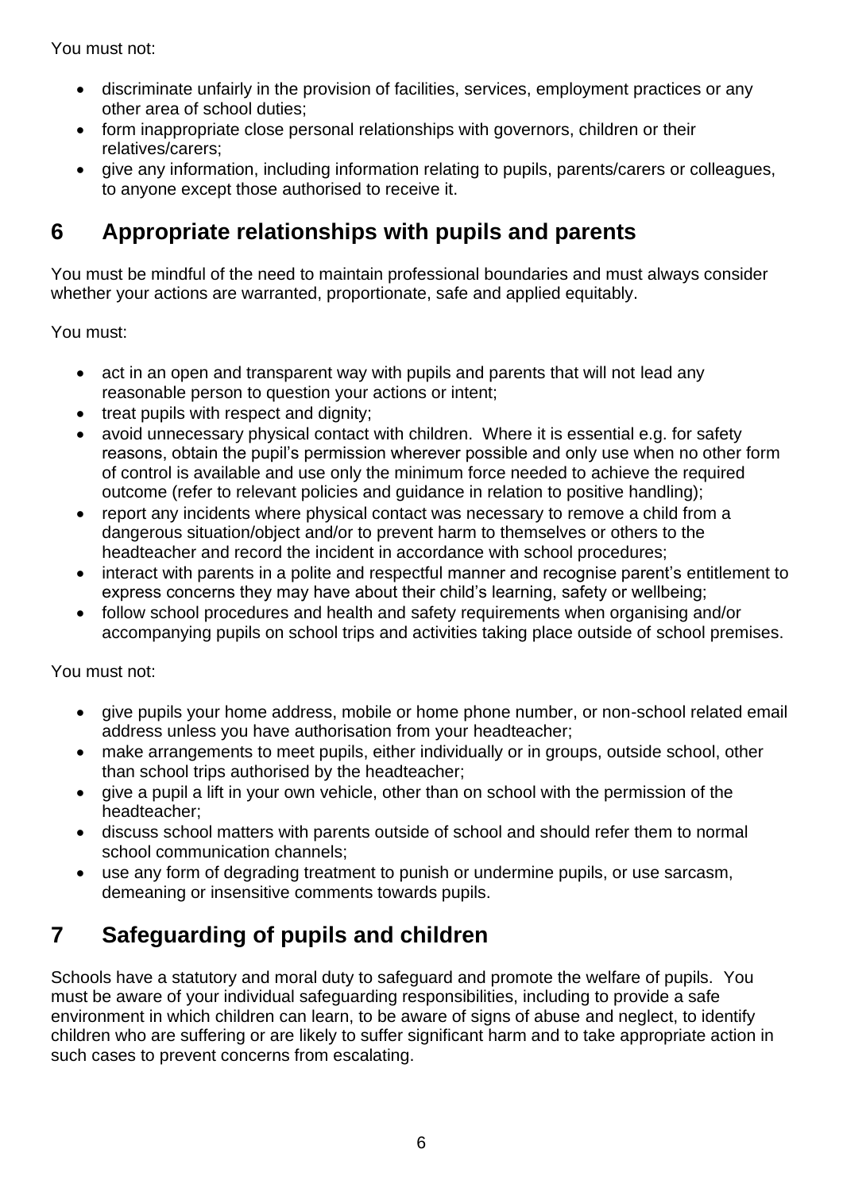You must not:

- discriminate unfairly in the provision of facilities, services, employment practices or any other area of school duties;
- form inappropriate close personal relationships with governors, children or their relatives/carers;
- give any information, including information relating to pupils, parents/carers or colleagues, to anyone except those authorised to receive it.

## 6 Appropriate relationships with pupils and parents

You must be mindful of the need to maintain professional boundaries and must always consider whether your actions are warranted, proportionate, safe and applied equitably.

You must:

- act in an open and transparent way with pupils and parents that will not lead any reasonable person to question your actions or intent;
- treat pupils with respect and dignity;
- avoid unnecessary physical contact with children. Where it is essential e.g. for safety reasons, obtain the pupil's permission wherever possible and only use when no other form of control is available and use only the minimum force needed to achieve the required outcome (refer to relevant policies and guidance in relation to positive handling);
- report any incidents where physical contact was necessary to remove a child from a dangerous situation/object and/or to prevent harm to themselves or others to the headteacher and record the incident in accordance with school procedures;
- interact with parents in a polite and respectful manner and recognise parent's entitlement to express concerns they may have about their child's learning, safety or wellbeing;
- follow school procedures and health and safety requirements when organising and/or accompanying pupils on school trips and activities taking place outside of school premises.

You must not:

- give pupils your home address, mobile or home phone number, or non-school related email address unless you have authorisation from your headteacher;
- make arrangements to meet pupils, either individually or in groups, outside school, other than school trips authorised by the headteacher;
- give a pupil a lift in your own vehicle, other than on school with the permission of the headteacher;
- discuss school matters with parents outside of school and should refer them to normal school communication channels;
- use any form of degrading treatment to punish or undermine pupils, or use sarcasm, demeaning or insensitive comments towards pupils.

## 7 Safeguarding of pupils and children

Schools have a statutory and moral duty to safeguard and promote the welfare of pupils. You must be aware of your individual safeguarding responsibilities, including to provide a safe environment in which children can learn, to be aware of signs of abuse and neglect, to identify children who are suffering or are likely to suffer significant harm and to take appropriate action in such cases to prevent concerns from escalating.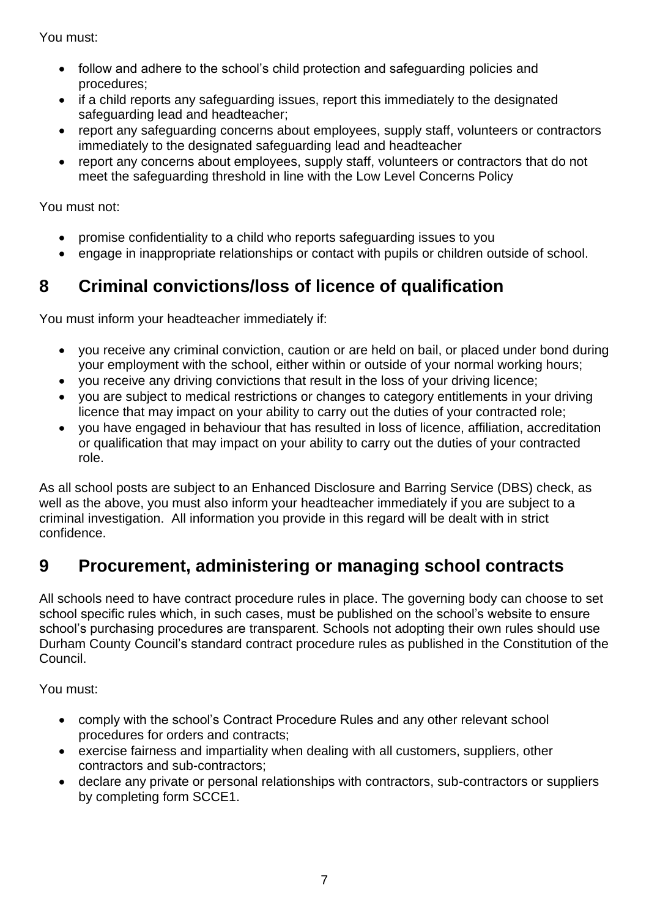You must:

- follow and adhere to the school's child protection and safeguarding policies and procedures;
- if a child reports any safeguarding issues, report this immediately to the designated safeguarding lead and headteacher;
- report any safeguarding concerns about employees, supply staff, volunteers or contractors immediately to the designated safeguarding lead and headteacher
- report any concerns about employees, supply staff, volunteers or contractors that do not meet the safeguarding threshold in line with the Low Level Concerns Policy

You must not:

- promise confidentiality to a child who reports safeguarding issues to you
- engage in inappropriate relationships or contact with pupils or children outside of school.

## 8 Criminal convictions/loss of licence of qualification

You must inform your headteacher immediately if:

- you receive any criminal conviction, caution or are held on bail, or placed under bond during your employment with the school, either within or outside of your normal working hours;
- you receive any driving convictions that result in the loss of your driving licence;
- you are subject to medical restrictions or changes to category entitlements in your driving licence that may impact on your ability to carry out the duties of your contracted role;
- you have engaged in behaviour that has resulted in loss of licence, affiliation, accreditation or qualification that may impact on your ability to carry out the duties of your contracted role.

As all school posts are subject to an Enhanced Disclosure and Barring Service (DBS) check, as well as the above, you must also inform your headteacher immediately if you are subject to a criminal investigation. All information you provide in this regard will be dealt with in strict confidence.

## 9 Procurement, administering or managing school contracts

All schools need to have contract procedure rules in place. The governing body can choose to set school specific rules which, in such cases, must be published on the school's website to ensure school's purchasing procedures are transparent. Schools not adopting their own rules should use Durham County Council's standard contract procedure rules as published in the Constitution of the Council.

You must:

- comply with the school's Contract Procedure Rules and any other relevant school procedures for orders and contracts;
- exercise fairness and impartiality when dealing with all customers, suppliers, other contractors and sub-contractors;
- declare any private or personal relationships with contractors, sub-contractors or suppliers by completing form SCCE1.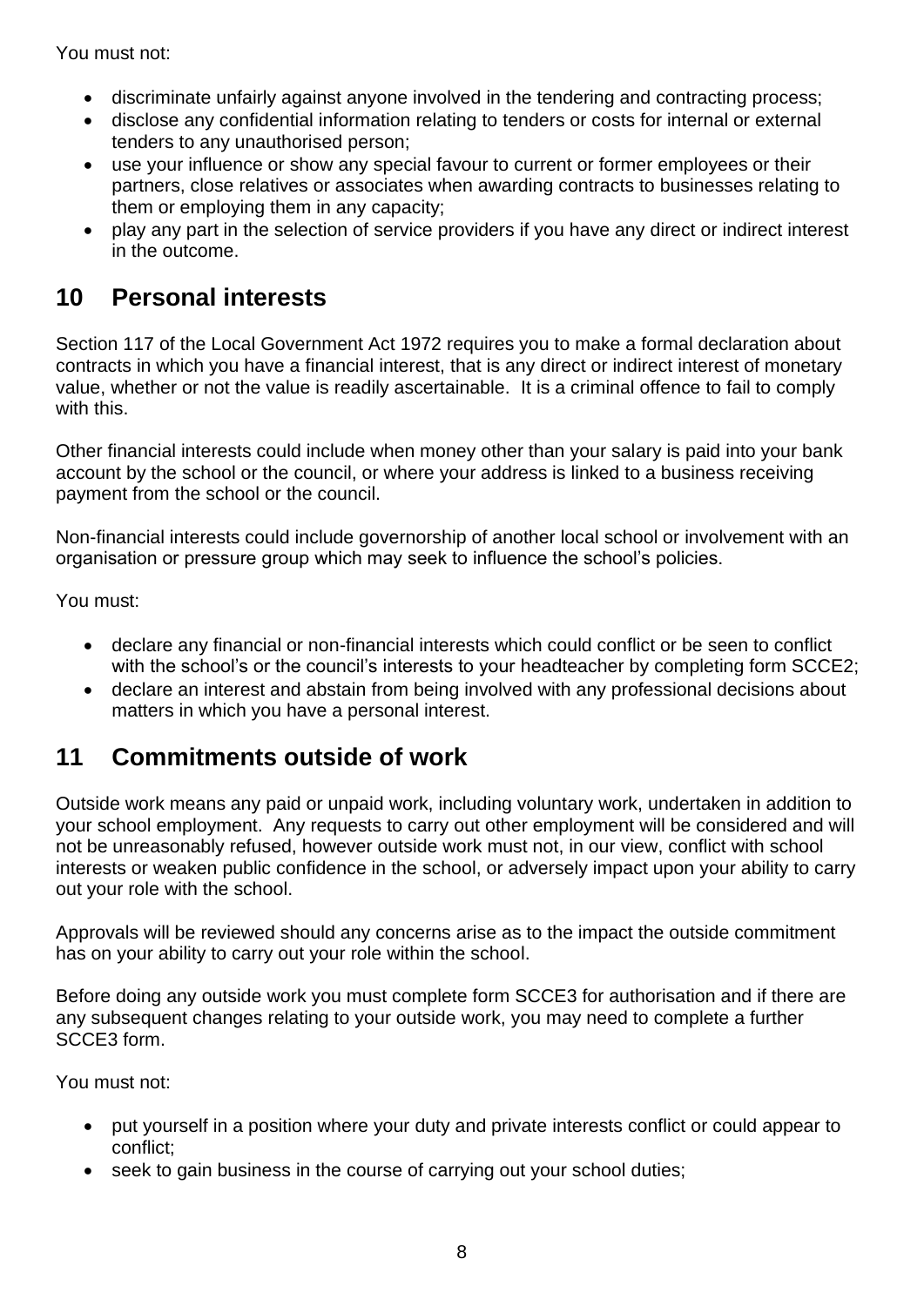You must not:

- discriminate unfairly against anyone involved in the tendering and contracting process;
- disclose any confidential information relating to tenders or costs for internal or external tenders to any unauthorised person;
- use your influence or show any special favour to current or former employees or their partners, close relatives or associates when awarding contracts to businesses relating to them or employing them in any capacity;
- play any part in the selection of service providers if you have any direct or indirect interest in the outcome.

## 10 Personal interests

Section 117 of the Local Government Act 1972 requires you to make a formal declaration about contracts in which you have a financial interest, that is any direct or indirect interest of monetary value, whether or not the value is readily ascertainable. It is a criminal offence to fail to comply with this.

Other financial interests could include when money other than your salary is paid into your bank account by the school or the council, or where your address is linked to a business receiving payment from the school or the council.

Non-financial interests could include governorship of another local school or involvement with an organisation or pressure group which may seek to influence the school's policies.

You must:

- declare any financial or non-financial interests which could conflict or be seen to conflict with the school's or the council's interests to your headteacher by completing form SCCE2;
- declare an interest and abstain from being involved with any professional decisions about matters in which you have a personal interest.

## 11 Commitments outside of work

Outside work means any paid or unpaid work, including voluntary work, undertaken in addition to your school employment. Any requests to carry out other employment will be considered and will not be unreasonably refused, however outside work must not, in our view, conflict with school interests or weaken public confidence in the school, or adversely impact upon your ability to carry out your role with the school.

Approvals will be reviewed should any concerns arise as to the impact the outside commitment has on your ability to carry out your role within the school.

Before doing any outside work you must complete form SCCE3 for authorisation and if there are any subsequent changes relating to your outside work, you may need to complete a further SCCE3 form.

You must not:

- put yourself in a position where your duty and private interests conflict or could appear to conflict;
- seek to gain business in the course of carrying out your school duties;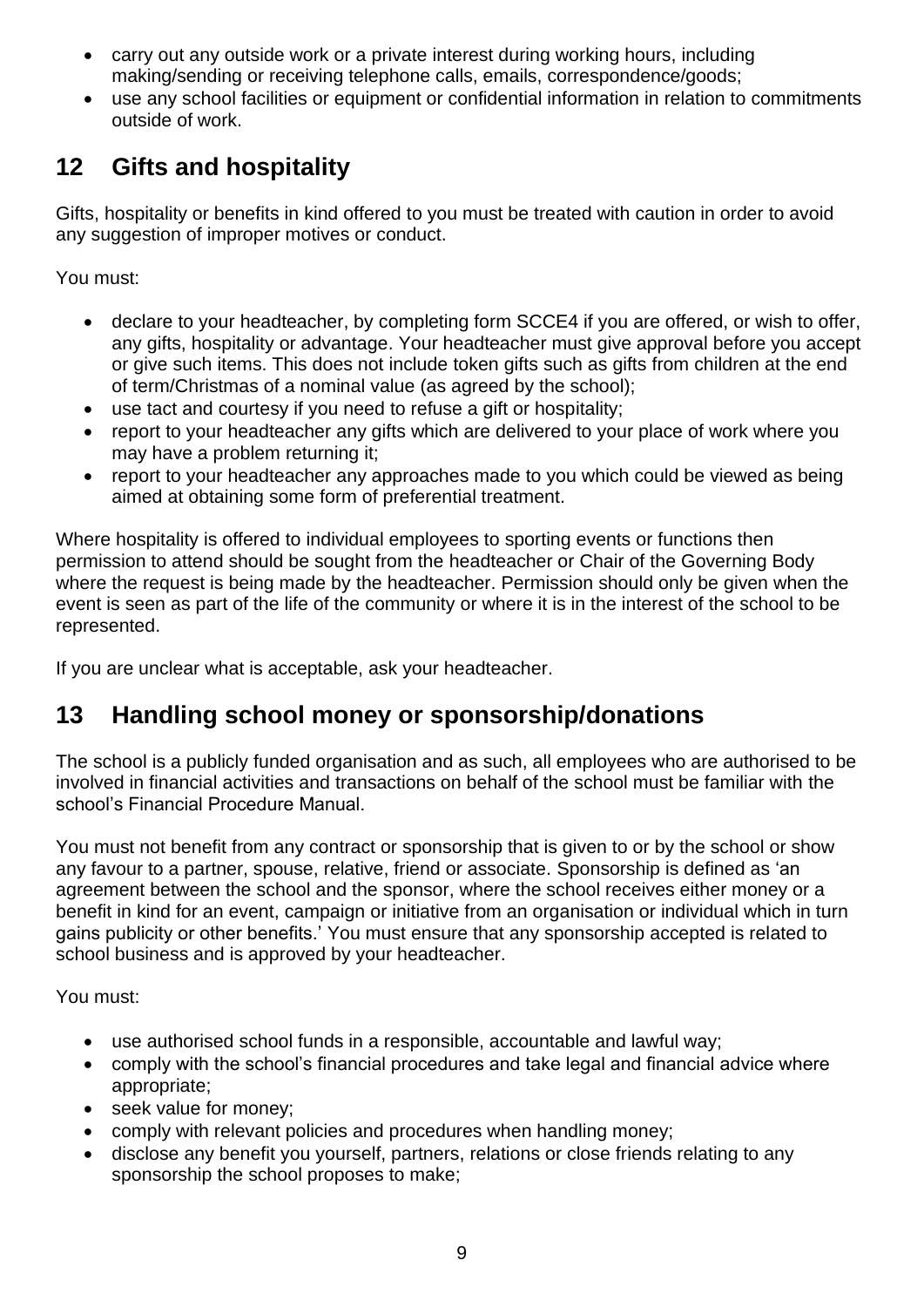- carry out any outside work or a private interest during working hours, including making/sending or receiving telephone calls, emails, correspondence/goods;
- use any school facilities or equipment or confidential information in relation to commitments outside of work.

## 12 Gifts and hospitality

Gifts, hospitality or benefits in kind offered to you must be treated with caution in order to avoid any suggestion of improper motives or conduct.

You must:

- declare to your headteacher, by completing form SCCE4 if you are offered, or wish to offer, any gifts, hospitality or advantage. Your headteacher must give approval before you accept or give such items. This does not include token gifts such as gifts from children at the end of term/Christmas of a nominal value (as agreed by the school);
- use tact and courtesy if you need to refuse a gift or hospitality;
- report to your headteacher any gifts which are delivered to your place of work where you may have a problem returning it;
- report to your headteacher any approaches made to you which could be viewed as being aimed at obtaining some form of preferential treatment.

Where hospitality is offered to individual employees to sporting events or functions then permission to attend should be sought from the headteacher or Chair of the Governing Body where the request is being made by the headteacher. Permission should only be given when the event is seen as part of the life of the community or where it is in the interest of the school to be represented.

If you are unclear what is acceptable, ask your headteacher.

## 13 Handling school money or sponsorship/donations

The school is a publicly funded organisation and as such, all employees who are authorised to be involved in financial activities and transactions on behalf of the school must be familiar with the school's Financial Procedure Manual.

You must not benefit from any contract or sponsorship that is given to or by the school or show any favour to a partner, spouse, relative, friend or associate. Sponsorship is defined as 'an agreement between the school and the sponsor, where the school receives either money or a benefit in kind for an event, campaign or initiative from an organisation or individual which in turn gains publicity or other benefits.' You must ensure that any sponsorship accepted is related to school business and is approved by your headteacher.

You must:

- use authorised school funds in a responsible, accountable and lawful way;
- comply with the school's financial procedures and take legal and financial advice where appropriate;
- seek value for money;
- comply with relevant policies and procedures when handling money;
- disclose any benefit you yourself, partners, relations or close friends relating to any sponsorship the school proposes to make;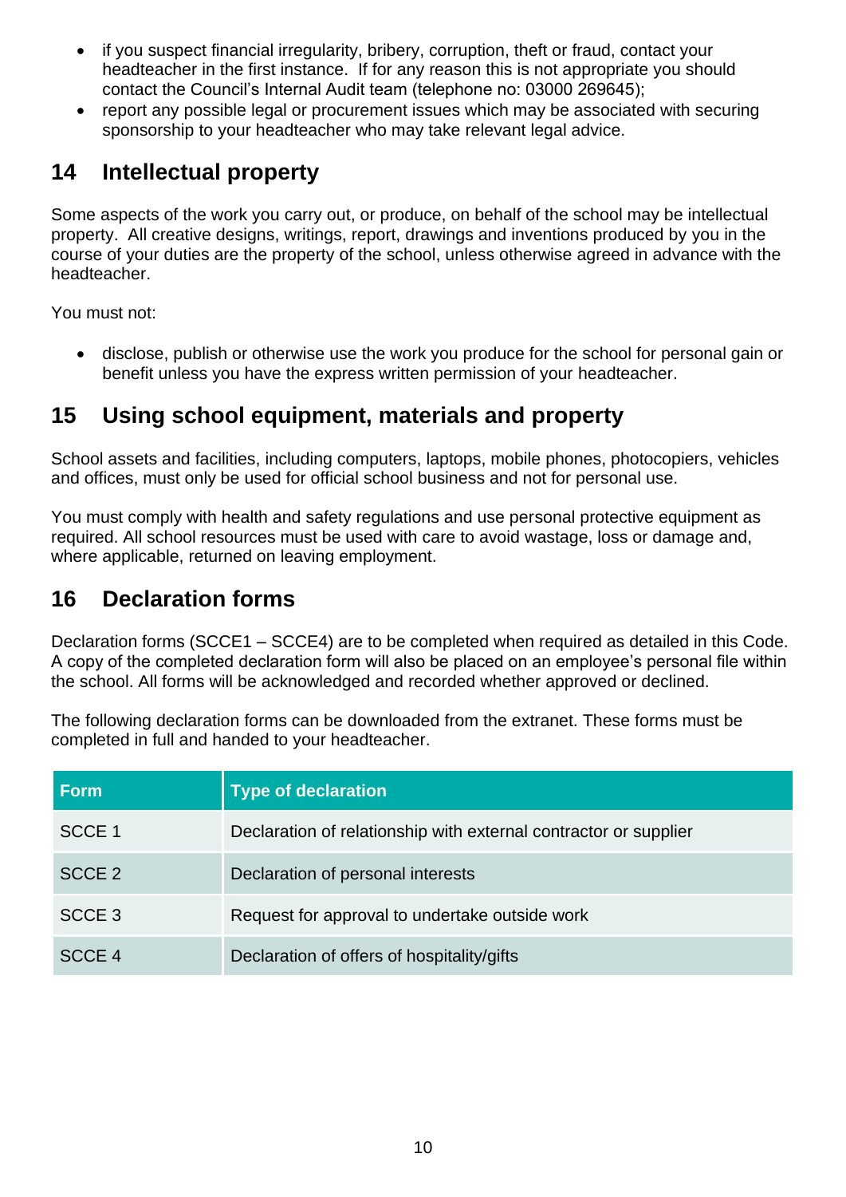- if you suspect financial irregularity, bribery, corruption, theft or fraud, contact your headteacher in the first instance. If for any reason this is not appropriate you should contact the Council's Internal Audit team (telephone no: 03000 269645);
- report any possible legal or procurement issues which may be associated with securing sponsorship to your headteacher who may take relevant legal advice.

## 14 Intellectual property

Some aspects of the work you carry out, or produce, on behalf of the school may be intellectual property. All creative designs, writings, report, drawings and inventions produced by you in the course of your duties are the property of the school, unless otherwise agreed in advance with the headteacher.

You must not:

- disclose, publish or otherwise use the work you produce for the school for personal gain or benefit unless you have the express written permission of your headteacher.

## 15 Using school equipment, materials and property

School assets and facilities, including computers, laptops, mobile phones, photocopiers, vehicles and offices, must only be used for official school business and not for personal use.

You must comply with health and safety regulations and use personal protective equipment as required. All school resources must be used with care to avoid wastage, loss or damage and, where applicable, returned on leaving employment.

## 16 Declaration forms

Declaration forms (SCCE1 – SCCE4) are to be completed when required as detailed in this Code. A copy of the completed declaration form will also be placed on an employee's personal file within the school. All forms will be acknowledged and recorded whether approved or declined.

The following declaration forms can be downloaded from the extranet. These forms must be completed in full and handed to your headteacher.

| Form | Type of declaration |
|---|---|
| SCCE 1 | Declaration of relationship with external contractor or supplier |
| SCCE 2 | Declaration of personal interests |
| SCCE 3 | Request for approval to undertake outside work |
| SCCE 4 | Declaration of offers of hospitality/gifts |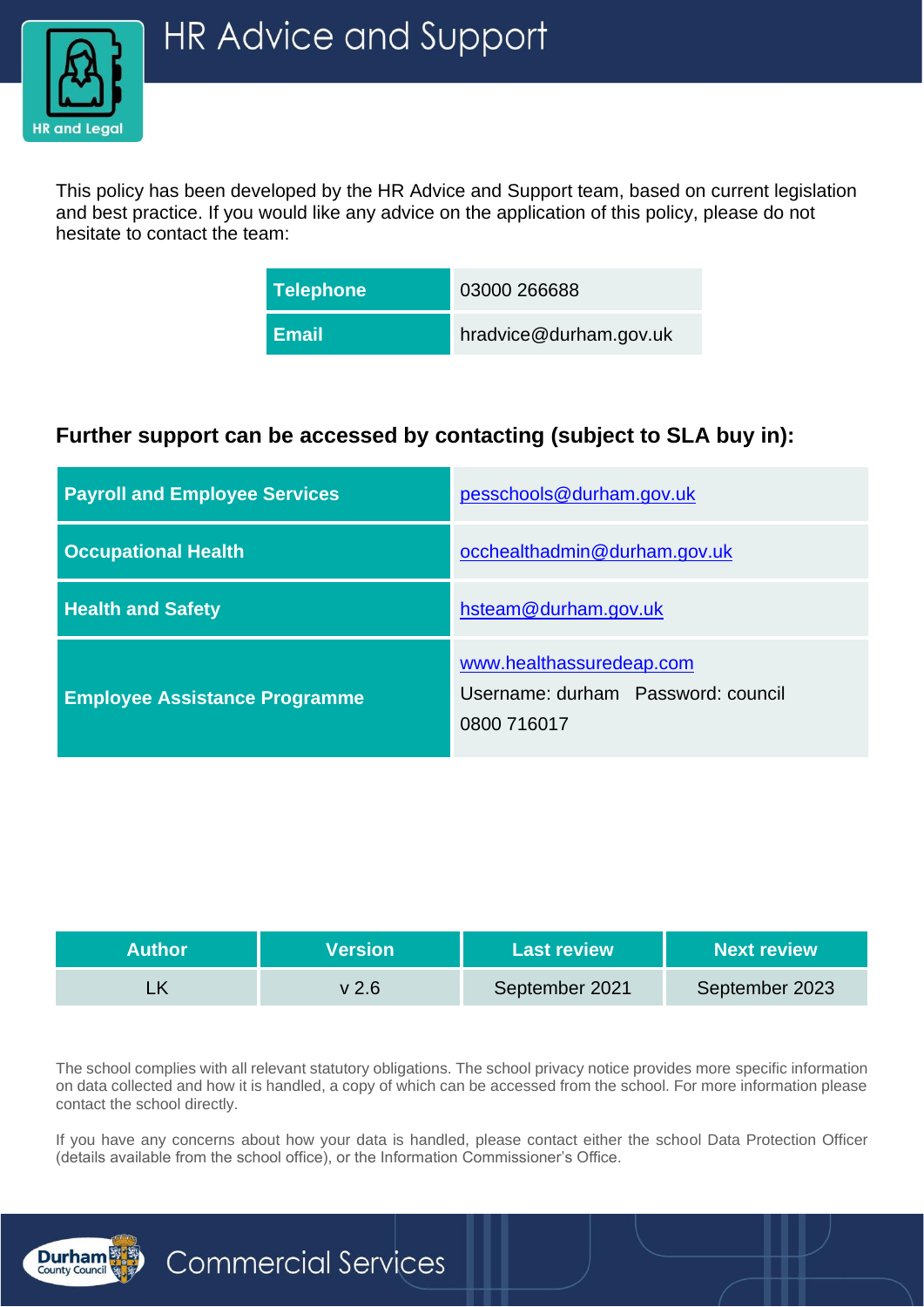# HR Advice and Support

HR and Legal

This policy has been developed by the HR Advice and Support team, based on current legislation and best practice. If you would like any advice on the application of this policy, please do not hesitate to contact the team:

| | |
|---|---|
| **Telephone** | 03000 266688 |
| **Email** | hradvice@durham.gov.uk |

## Further support can be accessed by contacting (subject to SLA buy in):

| | |
|---|---|
| **Payroll and Employee Services** | pesschools@durham.gov.uk |
| **Occupational Health** | occhealthadmin@durham.gov.uk |
| **Health and Safety** | hsteam@durham.gov.uk |
| **Employee Assistance Programme** | www.healthassuredeap.com<br>Username: durham Password: council<br>0800 716017 |

| Author | Version | Last review | Next review |
|---|---|---|---|
| LK | v 2.6 | September 2021 | September 2023 |

The school complies with all relevant statutory obligations. The school privacy notice provides more specific information on data collected and how it is handled, a copy of which can be accessed from the school. For more information please contact the school directly.

If you have any concerns about how your data is handled, please contact either the school Data Protection Officer (details available from the school office), or the Information Commissioner's Office.

Durham County Council Commercial Services